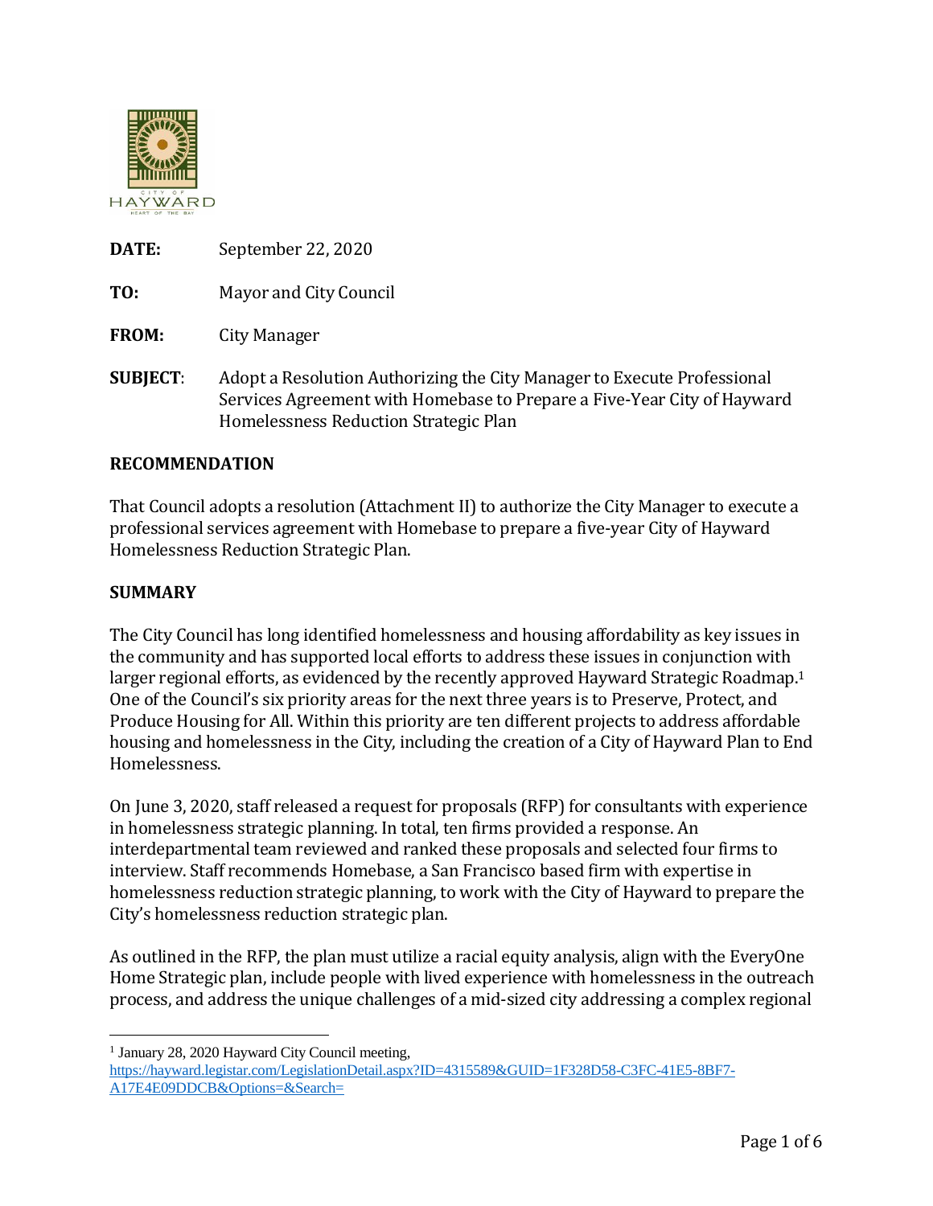**DATE:** September 22, 2020

**TO:** Mayor and City Council

**FROM:** City Manager

**SUBJECT**: Adopt a Resolution Authorizing the City Manager to Execute Professional Services Agreement with Homebase to Prepare a Five-Year City of Hayward Homelessness Reduction Strategic Plan

## RECOMMENDATION

That Council adopts a resolution (Attachment II) to authorize the City Manager to execute a professional services agreement with Homebase to prepare a five-year City of Hayward Homelessness Reduction Strategic Plan.

## SUMMARY

The City Council has long identified homelessness and housing affordability as key issues in the community and has supported local efforts to address these issues in conjunction with larger regional efforts, as evidenced by the recently approved Hayward Strategic Roadmap.[1] One of the Council's six priority areas for the next three years is to Preserve, Protect, and Produce Housing for All. Within this priority are ten different projects to address affordable housing and homelessness in the City, including the creation of a City of Hayward Plan to End Homelessness.

On June 3, 2020, staff released a request for proposals (RFP) for consultants with experience in homelessness strategic planning. In total, ten firms provided a response. An interdepartmental team reviewed and ranked these proposals and selected four firms to interview. Staff recommends Homebase, a San Francisco based firm with expertise in homelessness reduction strategic planning, to work with the City of Hayward to prepare the City's homelessness reduction strategic plan.

As outlined in the RFP, the plan must utilize a racial equity analysis, align with the EveryOne Home Strategic plan, include people with lived experience with homelessness in the outreach process, and address the unique challenges of a mid-sized city addressing a complex regional

[1] January 28, 2020 Hayward City Council meeting, https://hayward.legistar.com/LegislationDetail.aspx?ID=4315589&GUID=1F328D58-C3FC-41E5-8BF7-A17E4E09DDCB&Options=&Search=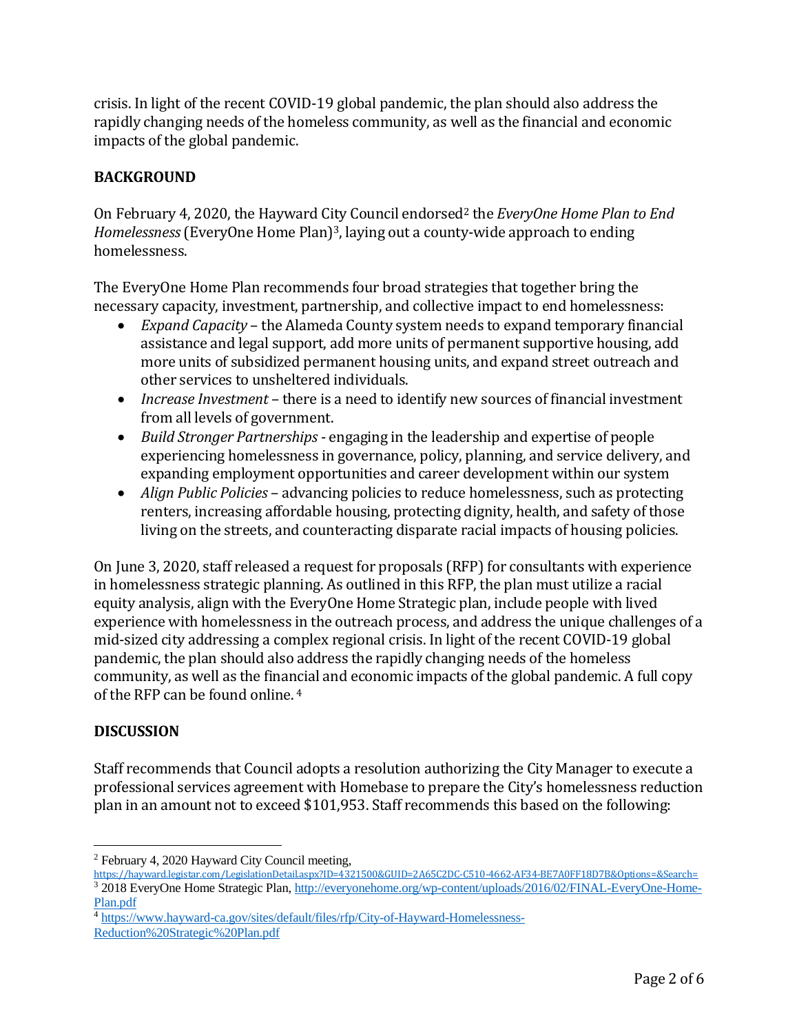crisis. In light of the recent COVID-19 global pandemic, the plan should also address the rapidly changing needs of the homeless community, as well as the financial and economic impacts of the global pandemic.

## BACKGROUND

On February 4, 2020, the Hayward City Council endorsed[2] the *EveryOne Home Plan to End Homelessness* (EveryOne Home Plan)[3], laying out a county-wide approach to ending homelessness.

The EveryOne Home Plan recommends four broad strategies that together bring the necessary capacity, investment, partnership, and collective impact to end homelessness:

- *Expand Capacity* – the Alameda County system needs to expand temporary financial assistance and legal support, add more units of permanent supportive housing, add more units of subsidized permanent housing units, and expand street outreach and other services to unsheltered individuals.
- *Increase Investment* – there is a need to identify new sources of financial investment from all levels of government.
- *Build Stronger Partnerships* - engaging in the leadership and expertise of people experiencing homelessness in governance, policy, planning, and service delivery, and expanding employment opportunities and career development within our system
- *Align Public Policies* – advancing policies to reduce homelessness, such as protecting renters, increasing affordable housing, protecting dignity, health, and safety of those living on the streets, and counteracting disparate racial impacts of housing policies.

On June 3, 2020, staff released a request for proposals (RFP) for consultants with experience in homelessness strategic planning. As outlined in this RFP, the plan must utilize a racial equity analysis, align with the EveryOne Home Strategic plan, include people with lived experience with homelessness in the outreach process, and address the unique challenges of a mid-sized city addressing a complex regional crisis. In light of the recent COVID-19 global pandemic, the plan should also address the rapidly changing needs of the homeless community, as well as the financial and economic impacts of the global pandemic. A full copy of the RFP can be found online. [4]

## DISCUSSION

Staff recommends that Council adopts a resolution authorizing the City Manager to execute a professional services agreement with Homebase to prepare the City's homelessness reduction plan in an amount not to exceed $101,953. Staff recommends this based on the following:

---

[2] February 4, 2020 Hayward City Council meeting, https://hayward.legistar.com/LegislationDetail.aspx?ID=4321500&GUID=2A65C2DC-C510-4662-AF34-BE7A0FF18D7B&Options=&Search=

[3] 2018 EveryOne Home Strategic Plan, http://everyonehome.org/wp-content/uploads/2016/02/FINAL-EveryOne-Home-Plan.pdf

[4] https://www.hayward-ca.gov/sites/default/files/rfp/City-of-Hayward-Homelessness-Reduction%20Strategic%20Plan.pdf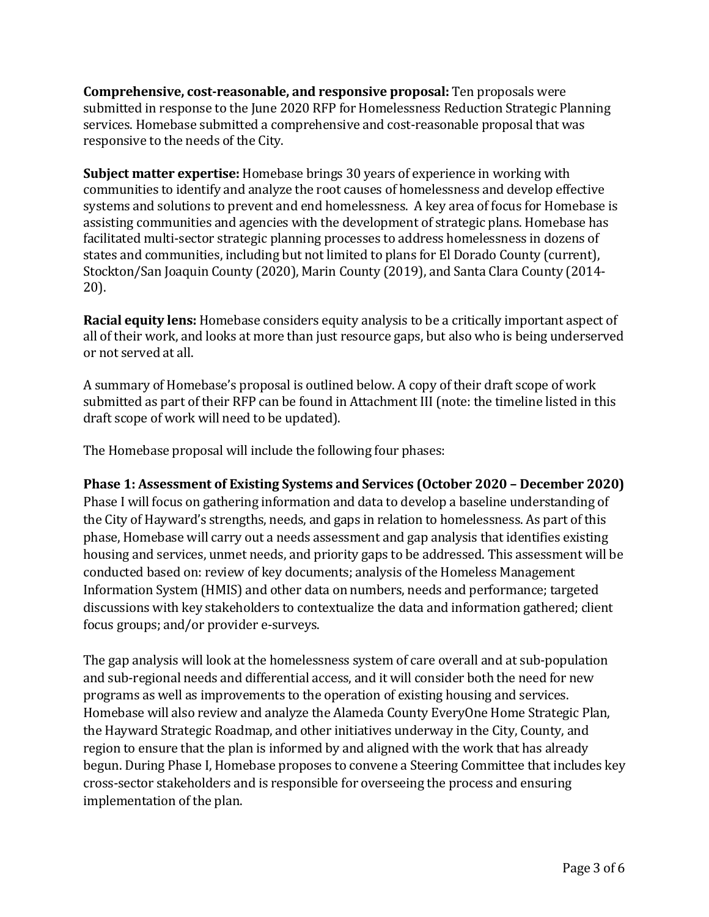**Comprehensive, cost-reasonable, and responsive proposal:** Ten proposals were submitted in response to the June 2020 RFP for Homelessness Reduction Strategic Planning services. Homebase submitted a comprehensive and cost-reasonable proposal that was responsive to the needs of the City.

**Subject matter expertise:** Homebase brings 30 years of experience in working with communities to identify and analyze the root causes of homelessness and develop effective systems and solutions to prevent and end homelessness. A key area of focus for Homebase is assisting communities and agencies with the development of strategic plans. Homebase has facilitated multi-sector strategic planning processes to address homelessness in dozens of states and communities, including but not limited to plans for El Dorado County (current), Stockton/San Joaquin County (2020), Marin County (2019), and Santa Clara County (2014-20).

**Racial equity lens:** Homebase considers equity analysis to be a critically important aspect of all of their work, and looks at more than just resource gaps, but also who is being underserved or not served at all.

A summary of Homebase's proposal is outlined below. A copy of their draft scope of work submitted as part of their RFP can be found in Attachment III (note: the timeline listed in this draft scope of work will need to be updated).

The Homebase proposal will include the following four phases:

**Phase 1: Assessment of Existing Systems and Services (October 2020 – December 2020)**
Phase I will focus on gathering information and data to develop a baseline understanding of the City of Hayward's strengths, needs, and gaps in relation to homelessness. As part of this phase, Homebase will carry out a needs assessment and gap analysis that identifies existing housing and services, unmet needs, and priority gaps to be addressed. This assessment will be conducted based on: review of key documents; analysis of the Homeless Management Information System (HMIS) and other data on numbers, needs and performance; targeted discussions with key stakeholders to contextualize the data and information gathered; client focus groups; and/or provider e-surveys.

The gap analysis will look at the homelessness system of care overall and at sub-population and sub-regional needs and differential access, and it will consider both the need for new programs as well as improvements to the operation of existing housing and services. Homebase will also review and analyze the Alameda County EveryOne Home Strategic Plan, the Hayward Strategic Roadmap, and other initiatives underway in the City, County, and region to ensure that the plan is informed by and aligned with the work that has already begun. During Phase I, Homebase proposes to convene a Steering Committee that includes key cross-sector stakeholders and is responsible for overseeing the process and ensuring implementation of the plan.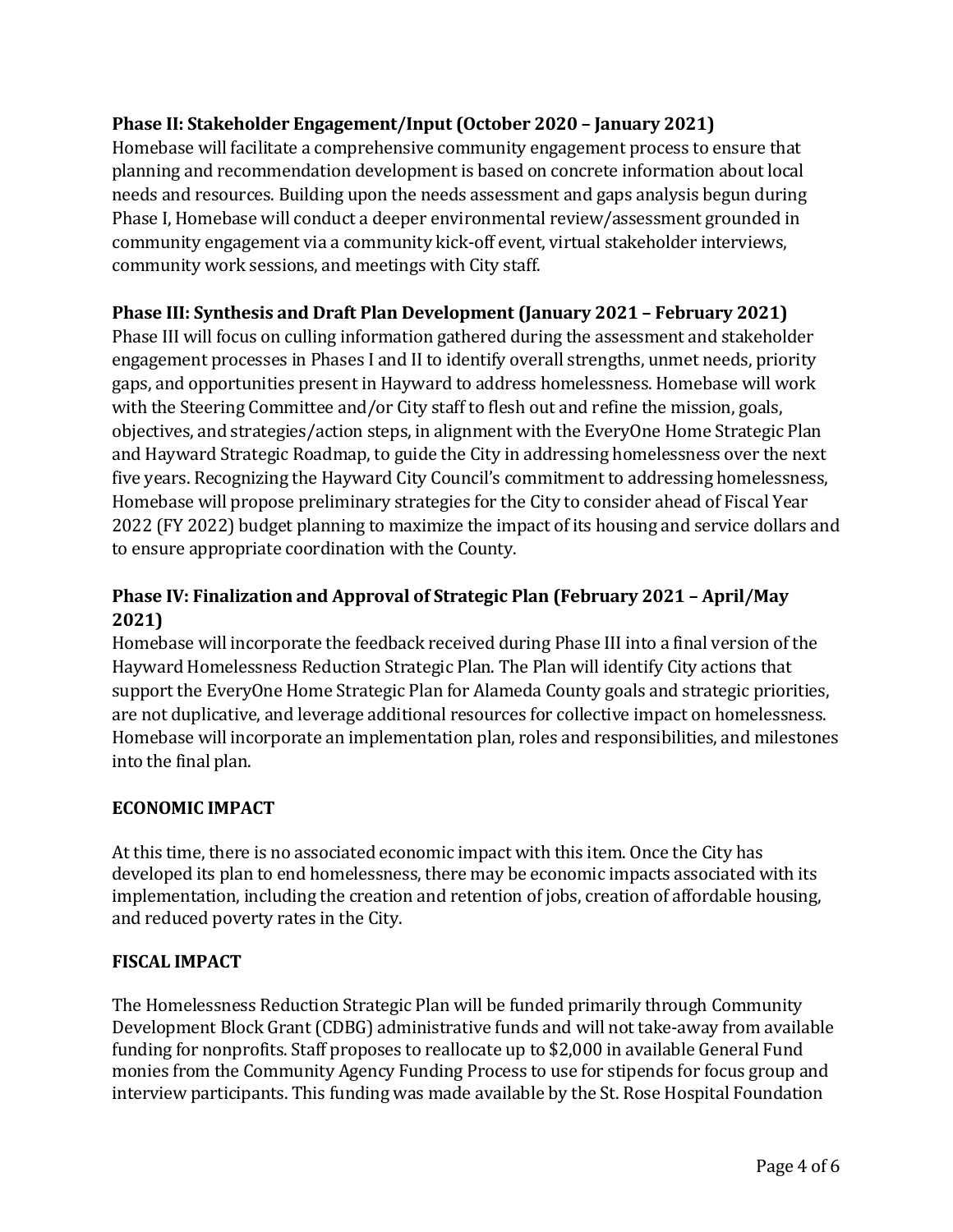**Phase II: Stakeholder Engagement/Input (October 2020 – January 2021)**

Homebase will facilitate a comprehensive community engagement process to ensure that planning and recommendation development is based on concrete information about local needs and resources. Building upon the needs assessment and gaps analysis begun during Phase I, Homebase will conduct a deeper environmental review/assessment grounded in community engagement via a community kick-off event, virtual stakeholder interviews, community work sessions, and meetings with City staff.

**Phase III: Synthesis and Draft Plan Development (January 2021 – February 2021)**

Phase III will focus on culling information gathered during the assessment and stakeholder engagement processes in Phases I and II to identify overall strengths, unmet needs, priority gaps, and opportunities present in Hayward to address homelessness. Homebase will work with the Steering Committee and/or City staff to flesh out and refine the mission, goals, objectives, and strategies/action steps, in alignment with the EveryOne Home Strategic Plan and Hayward Strategic Roadmap, to guide the City in addressing homelessness over the next five years. Recognizing the Hayward City Council's commitment to addressing homelessness, Homebase will propose preliminary strategies for the City to consider ahead of Fiscal Year 2022 (FY 2022) budget planning to maximize the impact of its housing and service dollars and to ensure appropriate coordination with the County.

**Phase IV: Finalization and Approval of Strategic Plan (February 2021 – April/May 2021)**

Homebase will incorporate the feedback received during Phase III into a final version of the Hayward Homelessness Reduction Strategic Plan. The Plan will identify City actions that support the EveryOne Home Strategic Plan for Alameda County goals and strategic priorities, are not duplicative, and leverage additional resources for collective impact on homelessness. Homebase will incorporate an implementation plan, roles and responsibilities, and milestones into the final plan.

## ECONOMIC IMPACT

At this time, there is no associated economic impact with this item. Once the City has developed its plan to end homelessness, there may be economic impacts associated with its implementation, including the creation and retention of jobs, creation of affordable housing, and reduced poverty rates in the City.

## FISCAL IMPACT

The Homelessness Reduction Strategic Plan will be funded primarily through Community Development Block Grant (CDBG) administrative funds and will not take-away from available funding for nonprofits. Staff proposes to reallocate up to $2,000 in available General Fund monies from the Community Agency Funding Process to use for stipends for focus group and interview participants. This funding was made available by the St. Rose Hospital Foundation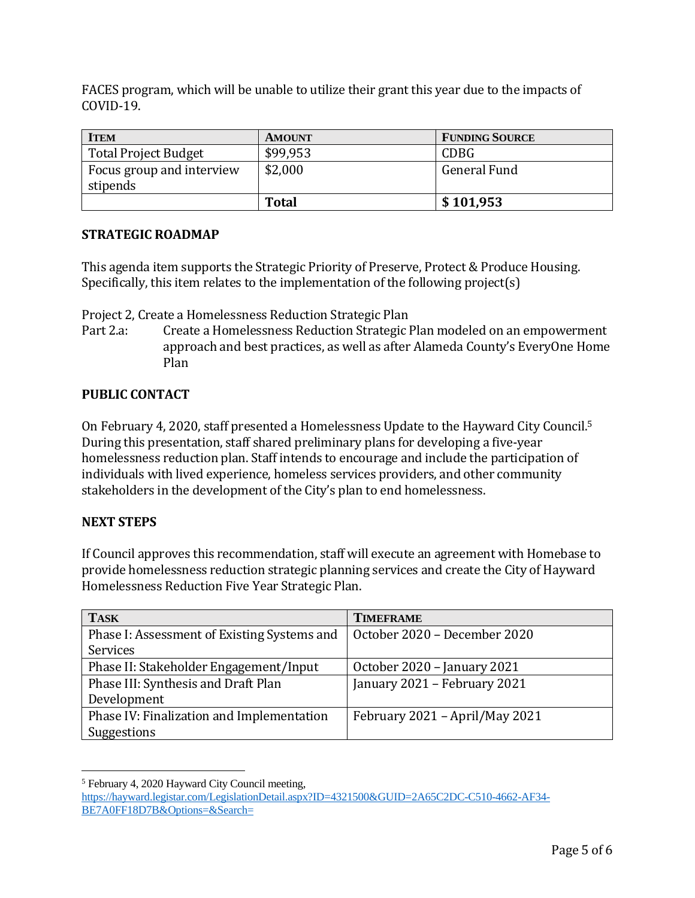FACES program, which will be unable to utilize their grant this year due to the impacts of COVID-19.

| Item | Amount | Funding Source |
| --- | --- | --- |
| Total Project Budget | $99,953 | CDBG |
| Focus group and interview stipends | $2,000 | General Fund |
| | **Total** | **$ 101,953** |

## STRATEGIC ROADMAP

This agenda item supports the Strategic Priority of Preserve, Protect & Produce Housing. Specifically, this item relates to the implementation of the following project(s)

Project 2, Create a Homelessness Reduction Strategic Plan

Part 2.a: Create a Homelessness Reduction Strategic Plan modeled on an empowerment approach and best practices, as well as after Alameda County's EveryOne Home Plan

## PUBLIC CONTACT

On February 4, 2020, staff presented a Homelessness Update to the Hayward City Council.[5] During this presentation, staff shared preliminary plans for developing a five-year homelessness reduction plan. Staff intends to encourage and include the participation of individuals with lived experience, homeless services providers, and other community stakeholders in the development of the City's plan to end homelessness.

## NEXT STEPS

If Council approves this recommendation, staff will execute an agreement with Homebase to provide homelessness reduction strategic planning services and create the City of Hayward Homelessness Reduction Five Year Strategic Plan.

| Task | Timeframe |
| --- | --- |
| Phase I: Assessment of Existing Systems and Services | October 2020 – December 2020 |
| Phase II: Stakeholder Engagement/Input | October 2020 – January 2021 |
| Phase III: Synthesis and Draft Plan Development | January 2021 – February 2021 |
| Phase IV: Finalization and Implementation Suggestions | February 2021 – April/May 2021 |

[5] February 4, 2020 Hayward City Council meeting, https://hayward.legistar.com/LegislationDetail.aspx?ID=4321500&GUID=2A65C2DC-C510-4662-AF34-BE7A0FF18D7B&Options=&Search=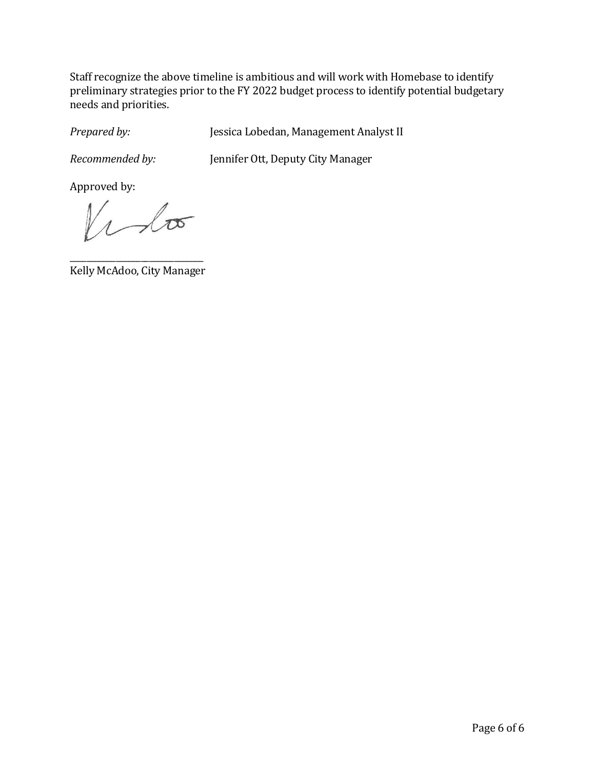Staff recognize the above timeline is ambitious and will work with Homebase to identify preliminary strategies prior to the FY 2022 budget process to identify potential budgetary needs and priorities.

*Prepared by:* Jessica Lobedan, Management Analyst II

*Recommended by:* Jennifer Ott, Deputy City Manager

Approved by:

\_\_\_\_\_\_\_\_\_\_\_\_\_\_\_\_\_\_\_\_\_\_\_\_\_\_\_\_\_\_\_\_

Kelly McAdoo, City Manager